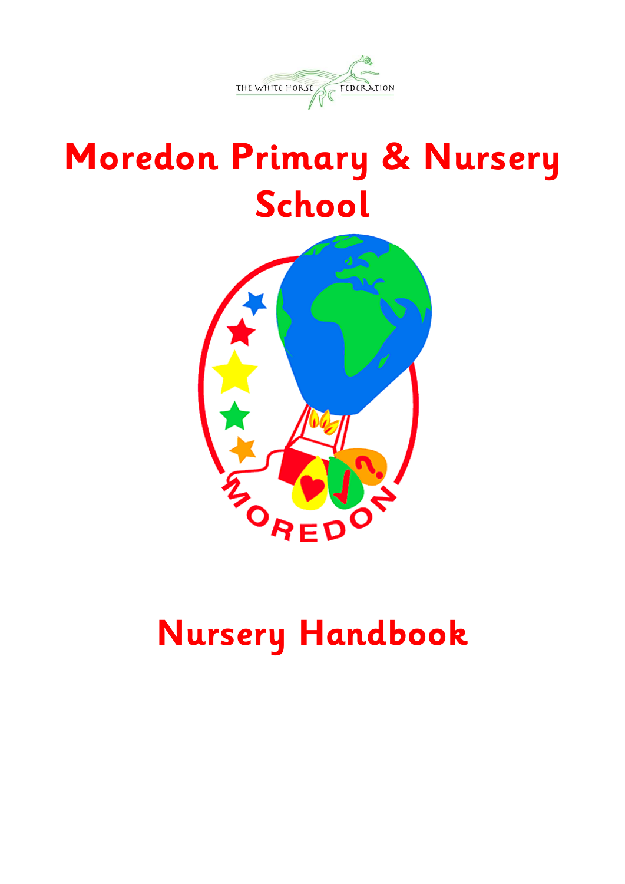THE WHITE HORSE FEDERATION

# Moredon Primary & Nursery School

MOREDON

# Nursery Handbook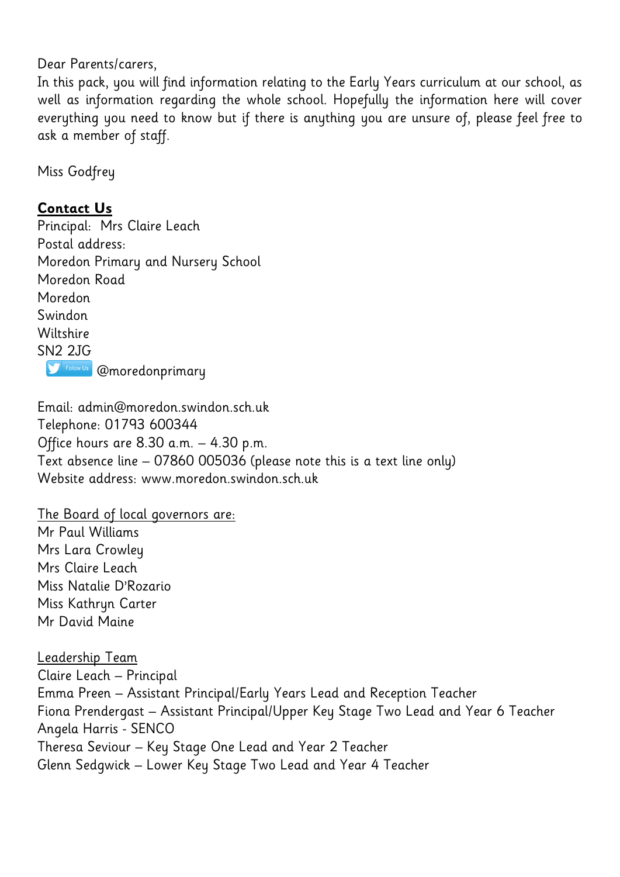Dear Parents/carers,

In this pack, you will find information relating to the Early Years curriculum at our school, as well as information regarding the whole school. Hopefully the information here will cover everything you need to know but if there is anything you are unsure of, please feel free to ask a member of staff.

Miss Godfrey

## **Contact Us**

Principal: Mrs Claire Leach
Postal address:
Moredon Primary and Nursery School
Moredon Road
Moredon
Swindon
Wiltshire
SN2 2JG
Follow Us @moredonprimary

Email: admin@moredon.swindon.sch.uk
Telephone: 01793 600344
Office hours are 8.30 a.m. – 4.30 p.m.
Text absence line – 07860 005036 (please note this is a text line only)
Website address: www.moredon.swindon.sch.uk

The Board of local governors are:
Mr Paul Williams
Mrs Lara Crowley
Mrs Claire Leach
Miss Natalie D'Rozario
Miss Kathryn Carter
Mr David Maine

Leadership Team
Claire Leach – Principal
Emma Preen – Assistant Principal/Early Years Lead and Reception Teacher
Fiona Prendergast – Assistant Principal/Upper Key Stage Two Lead and Year 6 Teacher
Angela Harris - SENCO
Theresa Seviour – Key Stage One Lead and Year 2 Teacher
Glenn Sedgwick – Lower Key Stage Two Lead and Year 4 Teacher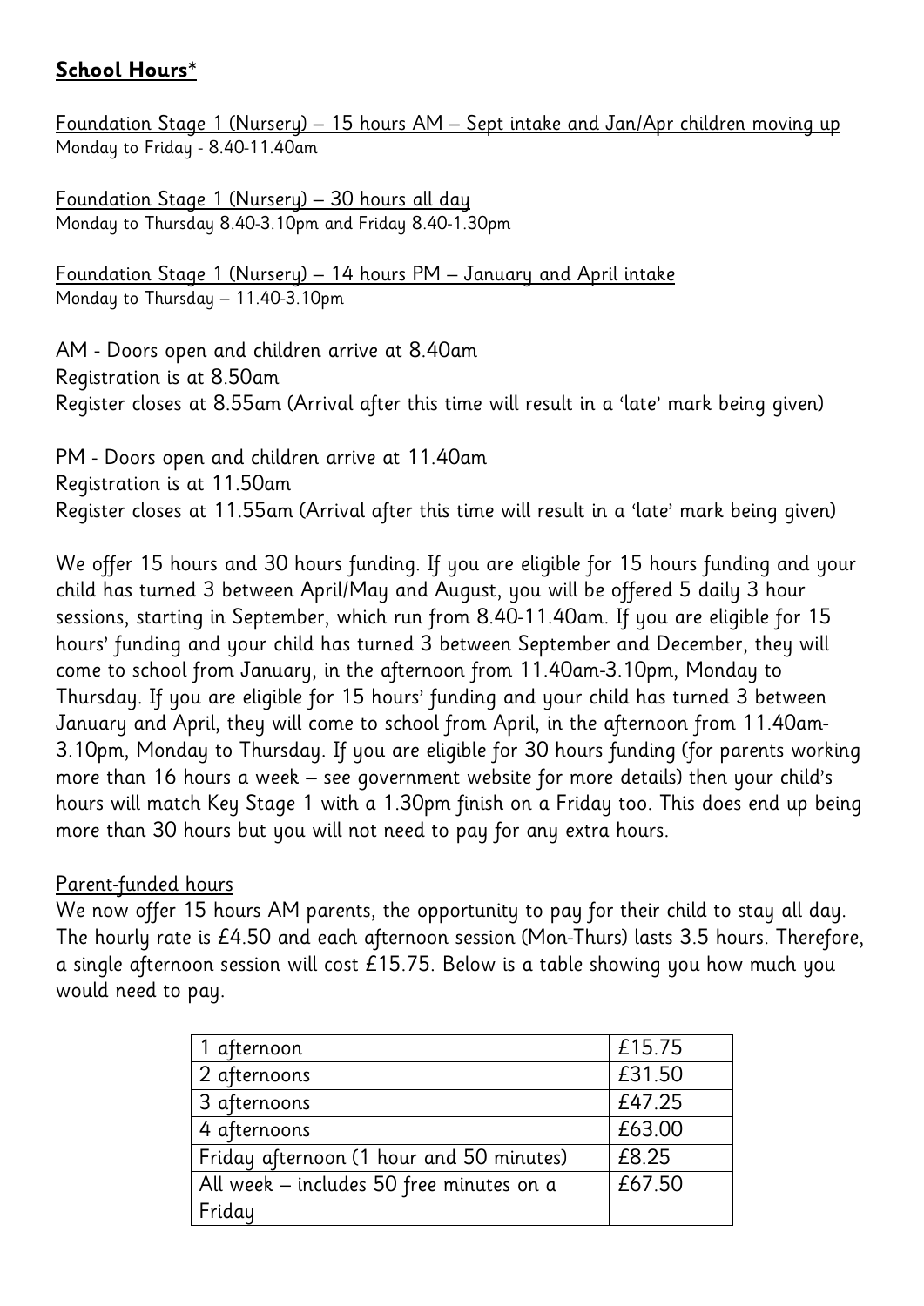## **School Hours***

Foundation Stage 1 (Nursery) – 15 hours AM – Sept intake and Jan/Apr children moving up
Monday to Friday - 8.40-11.40am

Foundation Stage 1 (Nursery) – 30 hours all day
Monday to Thursday 8.40-3.10pm and Friday 8.40-1.30pm

Foundation Stage 1 (Nursery) – 14 hours PM – January and April intake
Monday to Thursday – 11.40-3.10pm

AM - Doors open and children arrive at 8.40am
Registration is at 8.50am
Register closes at 8.55am (Arrival after this time will result in a 'late' mark being given)

PM - Doors open and children arrive at 11.40am
Registration is at 11.50am
Register closes at 11.55am (Arrival after this time will result in a 'late' mark being given)

We offer 15 hours and 30 hours funding. If you are eligible for 15 hours funding and your child has turned 3 between April/May and August, you will be offered 5 daily 3 hour sessions, starting in September, which run from 8.40-11.40am. If you are eligible for 15 hours' funding and your child has turned 3 between September and December, they will come to school from January, in the afternoon from 11.40am-3.10pm, Monday to Thursday. If you are eligible for 15 hours' funding and your child has turned 3 between January and April, they will come to school from April, in the afternoon from 11.40am-3.10pm, Monday to Thursday. If you are eligible for 30 hours funding (for parents working more than 16 hours a week – see government website for more details) then your child's hours will match Key Stage 1 with a 1.30pm finish on a Friday too. This does end up being more than 30 hours but you will not need to pay for any extra hours.

Parent-funded hours

We now offer 15 hours AM parents, the opportunity to pay for their child to stay all day. The hourly rate is £4.50 and each afternoon session (Mon-Thurs) lasts 3.5 hours. Therefore, a single afternoon session will cost £15.75. Below is a table showing you how much you would need to pay.

| | |
|---|---|
| 1 afternoon | £15.75 |
| 2 afternoons | £31.50 |
| 3 afternoons | £47.25 |
| 4 afternoons | £63.00 |
| Friday afternoon (1 hour and 50 minutes) | £8.25 |
| All week – includes 50 free minutes on a Friday | £67.50 |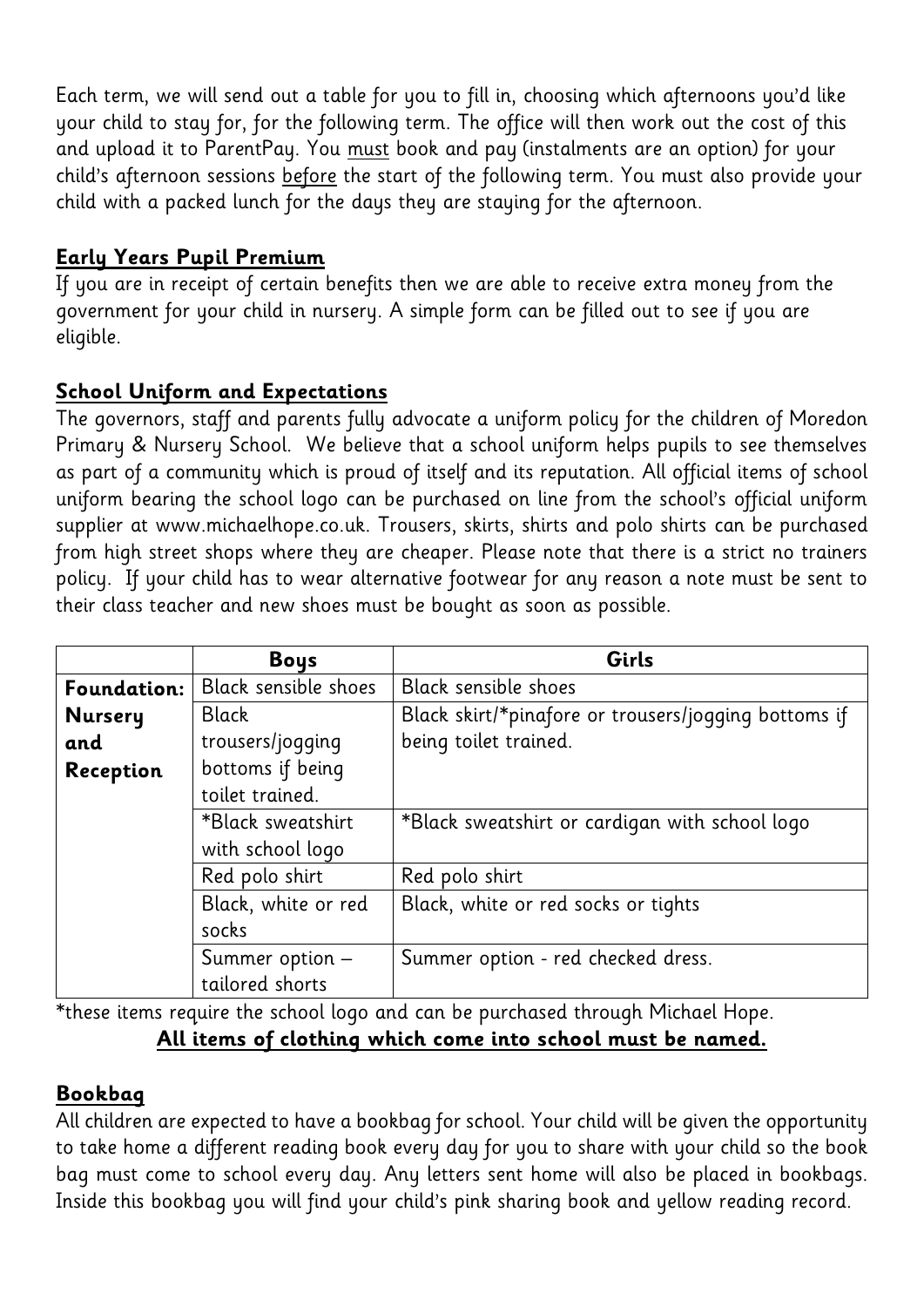Each term, we will send out a table for you to fill in, choosing which afternoons you'd like your child to stay for, for the following term. The office will then work out the cost of this and upload it to ParentPay. You <u>must</u> book and pay (instalments are an option) for your child's afternoon sessions <u>before</u> the start of the following term. You must also provide your child with a packed lunch for the days they are staying for the afternoon.

## Early Years Pupil Premium

If you are in receipt of certain benefits then we are able to receive extra money from the government for your child in nursery. A simple form can be filled out to see if you are eligible.

## School Uniform and Expectations

The governors, staff and parents fully advocate a uniform policy for the children of Moredon Primary & Nursery School. We believe that a school uniform helps pupils to see themselves as part of a community which is proud of itself and its reputation. All official items of school uniform bearing the school logo can be purchased on line from the school's official uniform supplier at www.michaelhope.co.uk. Trousers, skirts, shirts and polo shirts can be purchased from high street shops where they are cheaper. Please note that there is a strict no trainers policy. If your child has to wear alternative footwear for any reason a note must be sent to their class teacher and new shoes must be bought as soon as possible.

| | Boys | Girls |
|---|---|---|
| **Foundation: Nursery and Reception** | Black sensible shoes | Black sensible shoes |
| | Black trousers/jogging bottoms if being toilet trained. | Black skirt/*pinafore or trousers/jogging bottoms if being toilet trained. |
| | *Black sweatshirt with school logo | *Black sweatshirt or cardigan with school logo |
| | Red polo shirt | Red polo shirt |
| | Black, white or red socks | Black, white or red socks or tights |
| | Summer option – tailored shorts | Summer option - red checked dress. |

*these items require the school logo and can be purchased through Michael Hope.

**<u>All items of clothing which come into school must be named.</u>**

## Bookbag

All children are expected to have a bookbag for school. Your child will be given the opportunity to take home a different reading book every day for you to share with your child so the book bag must come to school every day. Any letters sent home will also be placed in bookbags. Inside this bookbag you will find your child's pink sharing book and yellow reading record.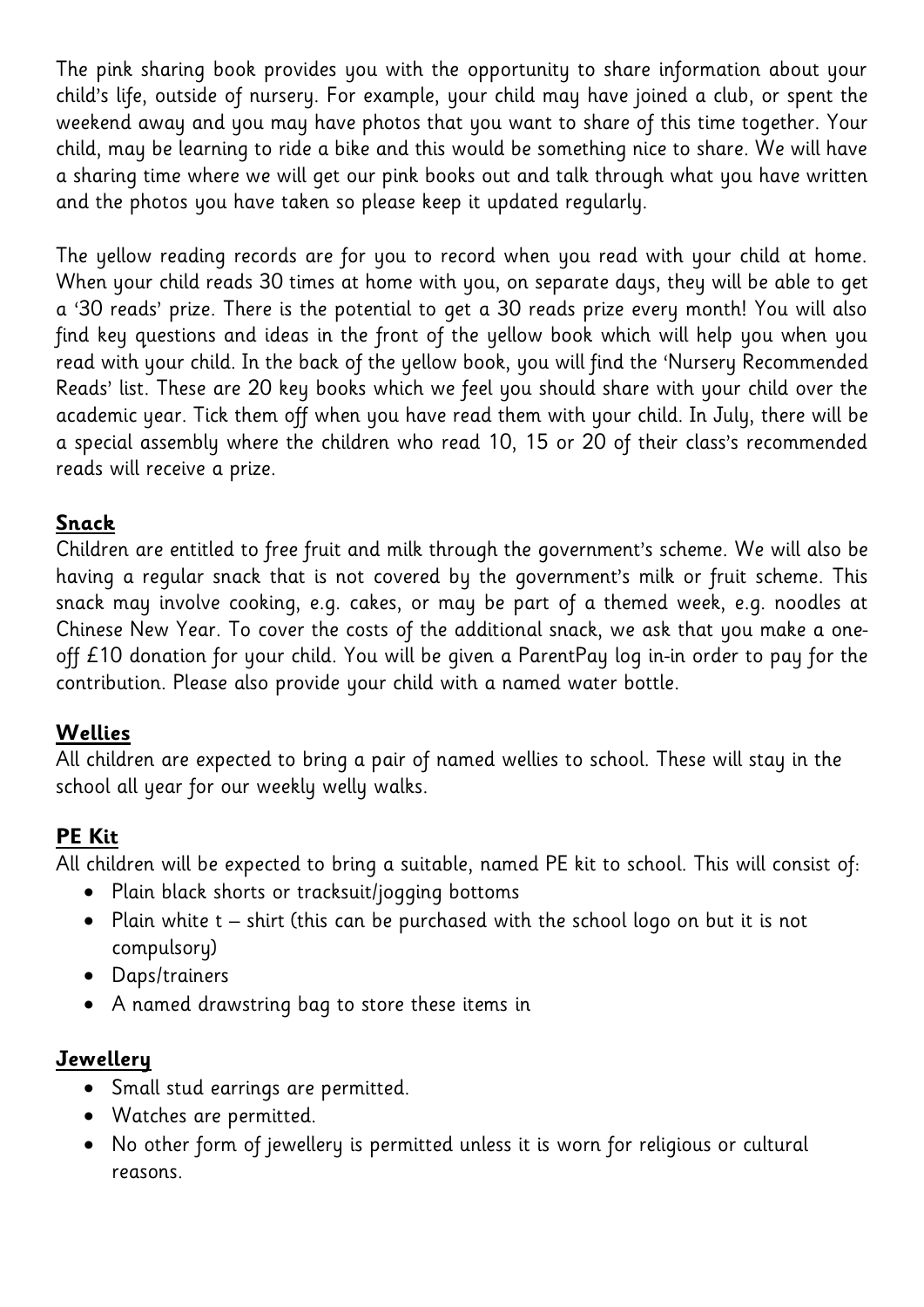The pink sharing book provides you with the opportunity to share information about your child's life, outside of nursery. For example, your child may have joined a club, or spent the weekend away and you may have photos that you want to share of this time together. Your child, may be learning to ride a bike and this would be something nice to share. We will have a sharing time where we will get our pink books out and talk through what you have written and the photos you have taken so please keep it updated regularly.

The yellow reading records are for you to record when you read with your child at home. When your child reads 30 times at home with you, on separate days, they will be able to get a '30 reads' prize. There is the potential to get a 30 reads prize every month! You will also find key questions and ideas in the front of the yellow book which will help you when you read with your child. In the back of the yellow book, you will find the 'Nursery Recommended Reads' list. These are 20 key books which we feel you should share with your child over the academic year. Tick them off when you have read them with your child. In July, there will be a special assembly where the children who read 10, 15 or 20 of their class's recommended reads will receive a prize.

## Snack

Children are entitled to free fruit and milk through the government's scheme. We will also be having a regular snack that is not covered by the government's milk or fruit scheme. This snack may involve cooking, e.g. cakes, or may be part of a themed week, e.g. noodles at Chinese New Year. To cover the costs of the additional snack, we ask that you make a one-off £10 donation for your child. You will be given a ParentPay log in-in order to pay for the contribution. Please also provide your child with a named water bottle.

## Wellies

All children are expected to bring a pair of named wellies to school. These will stay in the school all year for our weekly welly walks.

## PE Kit

All children will be expected to bring a suitable, named PE kit to school. This will consist of:

- Plain black shorts or tracksuit/jogging bottoms
- Plain white t – shirt (this can be purchased with the school logo on but it is not compulsory)
- Daps/trainers
- A named drawstring bag to store these items in

## Jewellery

- Small stud earrings are permitted.
- Watches are permitted.
- No other form of jewellery is permitted unless it is worn for religious or cultural reasons.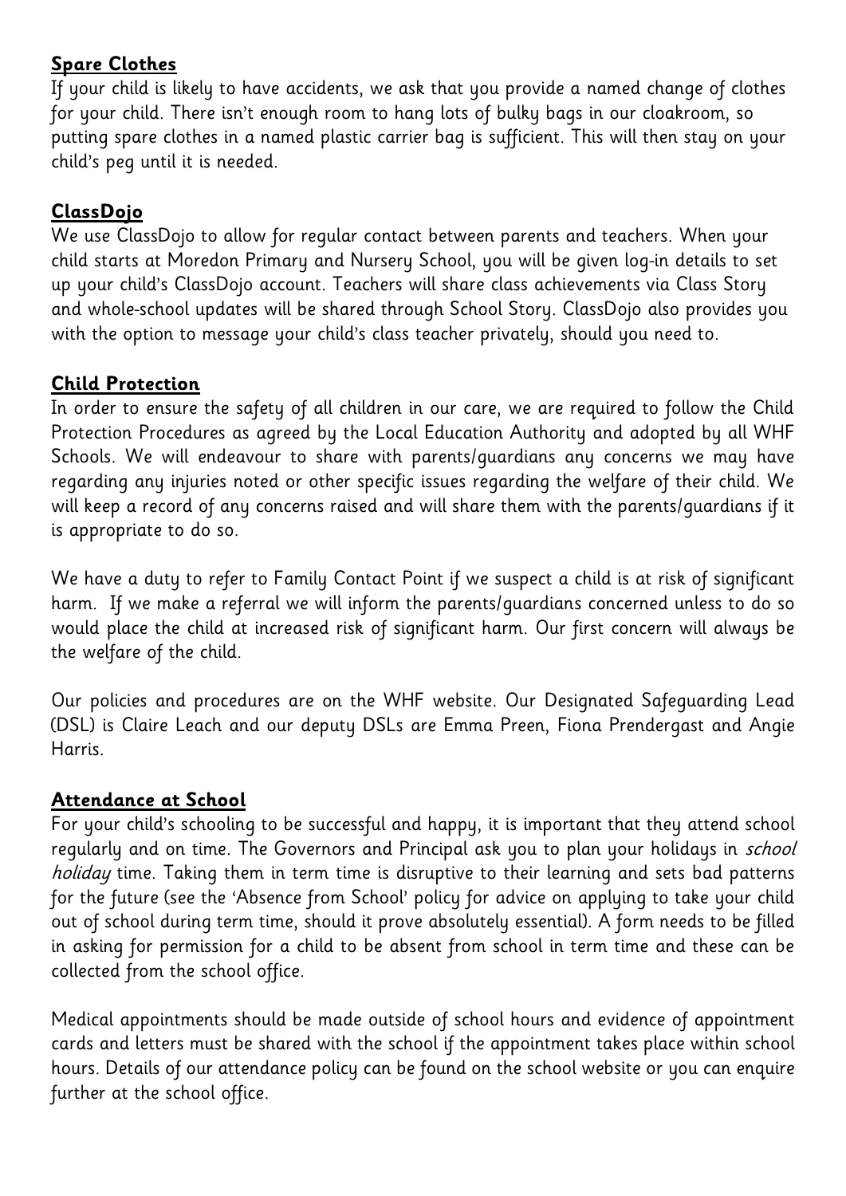## **Spare Clothes**

If your child is likely to have accidents, we ask that you provide a named change of clothes for your child. There isn't enough room to hang lots of bulky bags in our cloakroom, so putting spare clothes in a named plastic carrier bag is sufficient. This will then stay on your child's peg until it is needed.

## **ClassDojo**

We use ClassDojo to allow for regular contact between parents and teachers. When your child starts at Moredon Primary and Nursery School, you will be given log-in details to set up your child's ClassDojo account. Teachers will share class achievements via Class Story and whole-school updates will be shared through School Story. ClassDojo also provides you with the option to message your child's class teacher privately, should you need to.

## **Child Protection**

In order to ensure the safety of all children in our care, we are required to follow the Child Protection Procedures as agreed by the Local Education Authority and adopted by all WHF Schools. We will endeavour to share with parents/guardians any concerns we may have regarding any injuries noted or other specific issues regarding the welfare of their child. We will keep a record of any concerns raised and will share them with the parents/guardians if it is appropriate to do so.

We have a duty to refer to Family Contact Point if we suspect a child is at risk of significant harm. If we make a referral we will inform the parents/guardians concerned unless to do so would place the child at increased risk of significant harm. Our first concern will always be the welfare of the child.

Our policies and procedures are on the WHF website. Our Designated Safeguarding Lead (DSL) is Claire Leach and our deputy DSLs are Emma Preen, Fiona Prendergast and Angie Harris.

## **Attendance at School**

For your child's schooling to be successful and happy, it is important that they attend school regularly and on time. The Governors and Principal ask you to plan your holidays in *school holiday* time. Taking them in term time is disruptive to their learning and sets bad patterns for the future (see the 'Absence from School' policy for advice on applying to take your child out of school during term time, should it prove absolutely essential). A form needs to be filled in asking for permission for a child to be absent from school in term time and these can be collected from the school office.

Medical appointments should be made outside of school hours and evidence of appointment cards and letters must be shared with the school if the appointment takes place within school hours. Details of our attendance policy can be found on the school website or you can enquire further at the school office.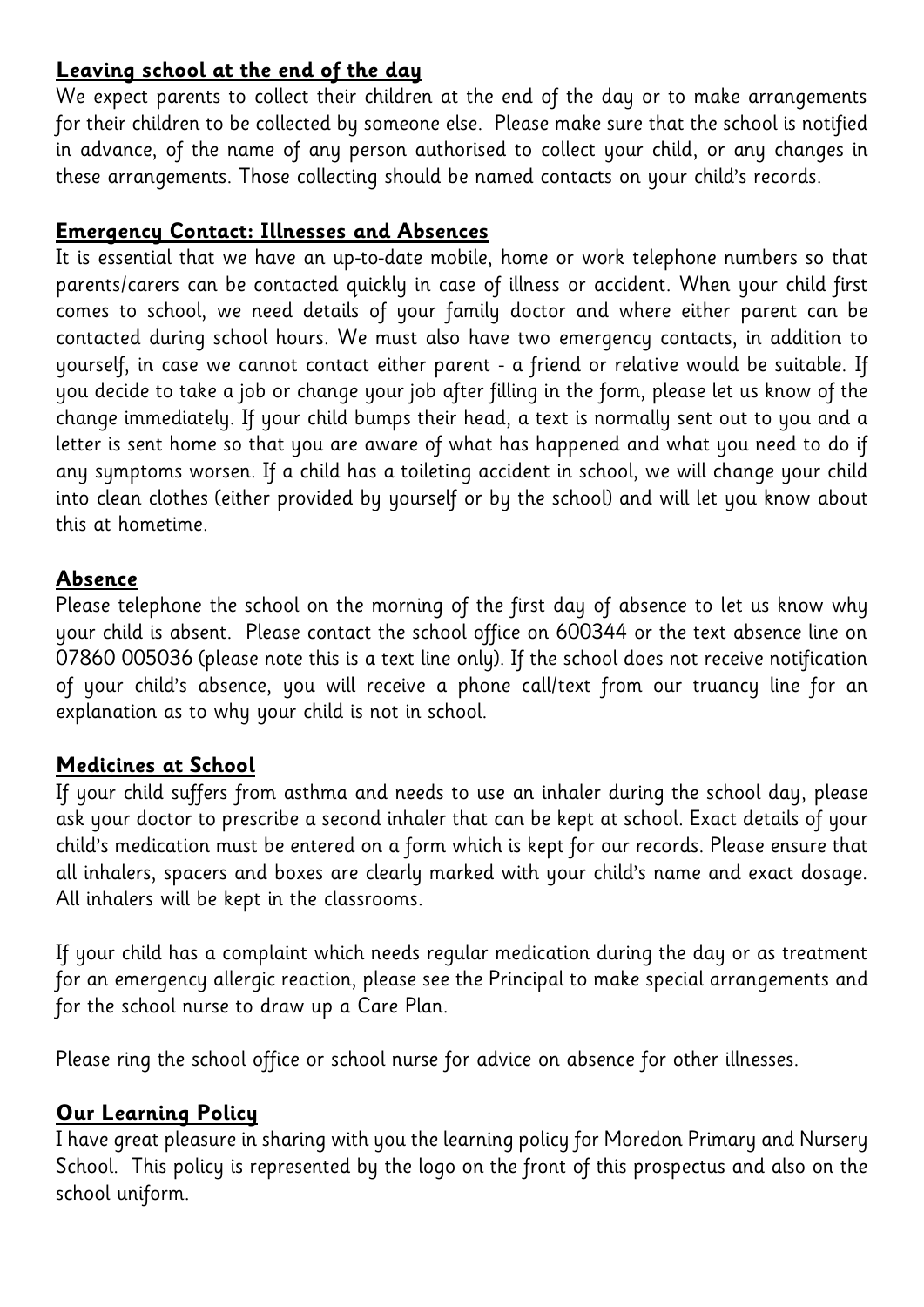## Leaving school at the end of the day

We expect parents to collect their children at the end of the day or to make arrangements for their children to be collected by someone else. Please make sure that the school is notified in advance, of the name of any person authorised to collect your child, or any changes in these arrangements. Those collecting should be named contacts on your child's records.

## Emergency Contact: Illnesses and Absences

It is essential that we have an up-to-date mobile, home or work telephone numbers so that parents/carers can be contacted quickly in case of illness or accident. When your child first comes to school, we need details of your family doctor and where either parent can be contacted during school hours. We must also have two emergency contacts, in addition to yourself, in case we cannot contact either parent - a friend or relative would be suitable. If you decide to take a job or change your job after filling in the form, please let us know of the change immediately. If your child bumps their head, a text is normally sent out to you and a letter is sent home so that you are aware of what has happened and what you need to do if any symptoms worsen. If a child has a toileting accident in school, we will change your child into clean clothes (either provided by yourself or by the school) and will let you know about this at hometime.

## Absence

Please telephone the school on the morning of the first day of absence to let us know why your child is absent. Please contact the school office on 600344 or the text absence line on 07860 005036 (please note this is a text line only). If the school does not receive notification of your child's absence, you will receive a phone call/text from our truancy line for an explanation as to why your child is not in school.

## Medicines at School

If your child suffers from asthma and needs to use an inhaler during the school day, please ask your doctor to prescribe a second inhaler that can be kept at school. Exact details of your child's medication must be entered on a form which is kept for our records. Please ensure that all inhalers, spacers and boxes are clearly marked with your child's name and exact dosage. All inhalers will be kept in the classrooms.

If your child has a complaint which needs regular medication during the day or as treatment for an emergency allergic reaction, please see the Principal to make special arrangements and for the school nurse to draw up a Care Plan.

Please ring the school office or school nurse for advice on absence for other illnesses.

## Our Learning Policy

I have great pleasure in sharing with you the learning policy for Moredon Primary and Nursery School. This policy is represented by the logo on the front of this prospectus and also on the school uniform.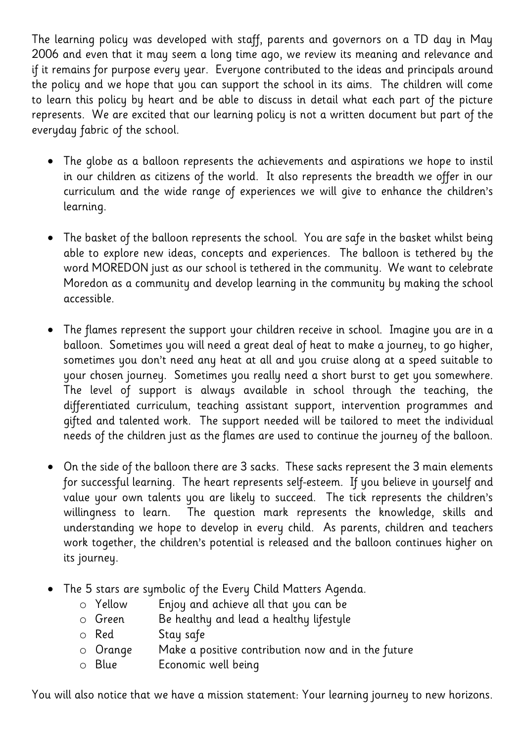The learning policy was developed with staff, parents and governors on a TD day in May 2006 and even that it may seem a long time ago, we review its meaning and relevance and if it remains for purpose every year. Everyone contributed to the ideas and principals around the policy and we hope that you can support the school in its aims. The children will come to learn this policy by heart and be able to discuss in detail what each part of the picture represents. We are excited that our learning policy is not a written document but part of the everyday fabric of the school.

- The globe as a balloon represents the achievements and aspirations we hope to instil in our children as citizens of the world. It also represents the breadth we offer in our curriculum and the wide range of experiences we will give to enhance the children's learning.

- The basket of the balloon represents the school. You are safe in the basket whilst being able to explore new ideas, concepts and experiences. The balloon is tethered by the word MOREDON just as our school is tethered in the community. We want to celebrate Moredon as a community and develop learning in the community by making the school accessible.

- The flames represent the support your children receive in school. Imagine you are in a balloon. Sometimes you will need a great deal of heat to make a journey, to go higher, sometimes you don't need any heat at all and you cruise along at a speed suitable to your chosen journey. Sometimes you really need a short burst to get you somewhere. The level of support is always available in school through the teaching, the differentiated curriculum, teaching assistant support, intervention programmes and gifted and talented work. The support needed will be tailored to meet the individual needs of the children just as the flames are used to continue the journey of the balloon.

- On the side of the balloon there are 3 sacks. These sacks represent the 3 main elements for successful learning. The heart represents self-esteem. If you believe in yourself and value your own talents you are likely to succeed. The tick represents the children's willingness to learn. The question mark represents the knowledge, skills and understanding we hope to develop in every child. As parents, children and teachers work together, the children's potential is released and the balloon continues higher on its journey.

- The 5 stars are symbolic of the Every Child Matters Agenda.
  - Yellow Enjoy and achieve all that you can be
  - Green Be healthy and lead a healthy lifestyle
  - Red Stay safe
  - Orange Make a positive contribution now and in the future
  - Blue Economic well being

You will also notice that we have a mission statement: Your learning journey to new horizons.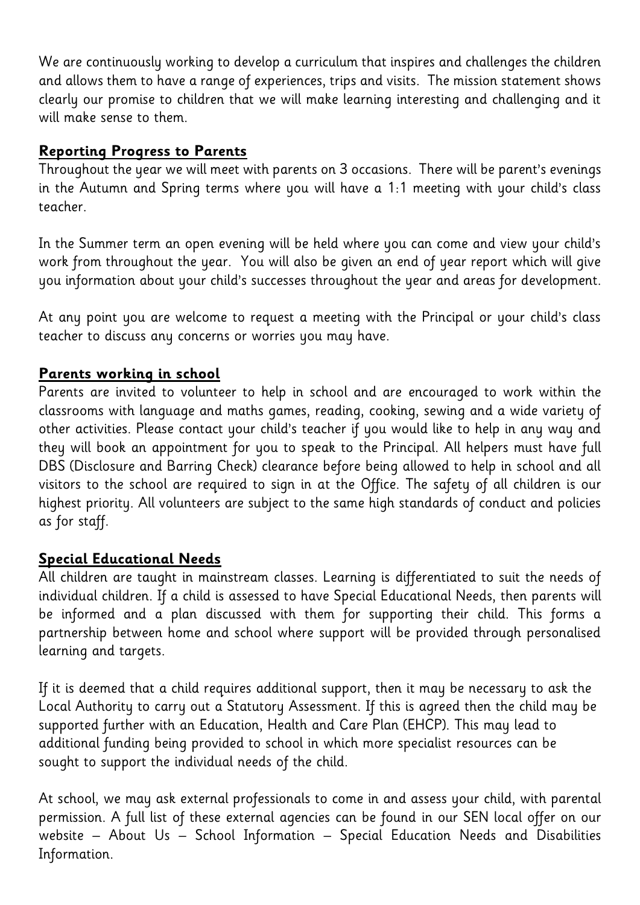We are continuously working to develop a curriculum that inspires and challenges the children and allows them to have a range of experiences, trips and visits. The mission statement shows clearly our promise to children that we will make learning interesting and challenging and it will make sense to them.

## Reporting Progress to Parents

Throughout the year we will meet with parents on 3 occasions. There will be parent's evenings in the Autumn and Spring terms where you will have a 1:1 meeting with your child's class teacher.

In the Summer term an open evening will be held where you can come and view your child's work from throughout the year. You will also be given an end of year report which will give you information about your child's successes throughout the year and areas for development.

At any point you are welcome to request a meeting with the Principal or your child's class teacher to discuss any concerns or worries you may have.

## Parents working in school

Parents are invited to volunteer to help in school and are encouraged to work within the classrooms with language and maths games, reading, cooking, sewing and a wide variety of other activities. Please contact your child's teacher if you would like to help in any way and they will book an appointment for you to speak to the Principal. All helpers must have full DBS (Disclosure and Barring Check) clearance before being allowed to help in school and all visitors to the school are required to sign in at the Office. The safety of all children is our highest priority. All volunteers are subject to the same high standards of conduct and policies as for staff.

## Special Educational Needs

All children are taught in mainstream classes. Learning is differentiated to suit the needs of individual children. If a child is assessed to have Special Educational Needs, then parents will be informed and a plan discussed with them for supporting their child. This forms a partnership between home and school where support will be provided through personalised learning and targets.

If it is deemed that a child requires additional support, then it may be necessary to ask the Local Authority to carry out a Statutory Assessment. If this is agreed then the child may be supported further with an Education, Health and Care Plan (EHCP). This may lead to additional funding being provided to school in which more specialist resources can be sought to support the individual needs of the child.

At school, we may ask external professionals to come in and assess your child, with parental permission. A full list of these external agencies can be found in our SEN local offer on our website – About Us – School Information – Special Education Needs and Disabilities Information.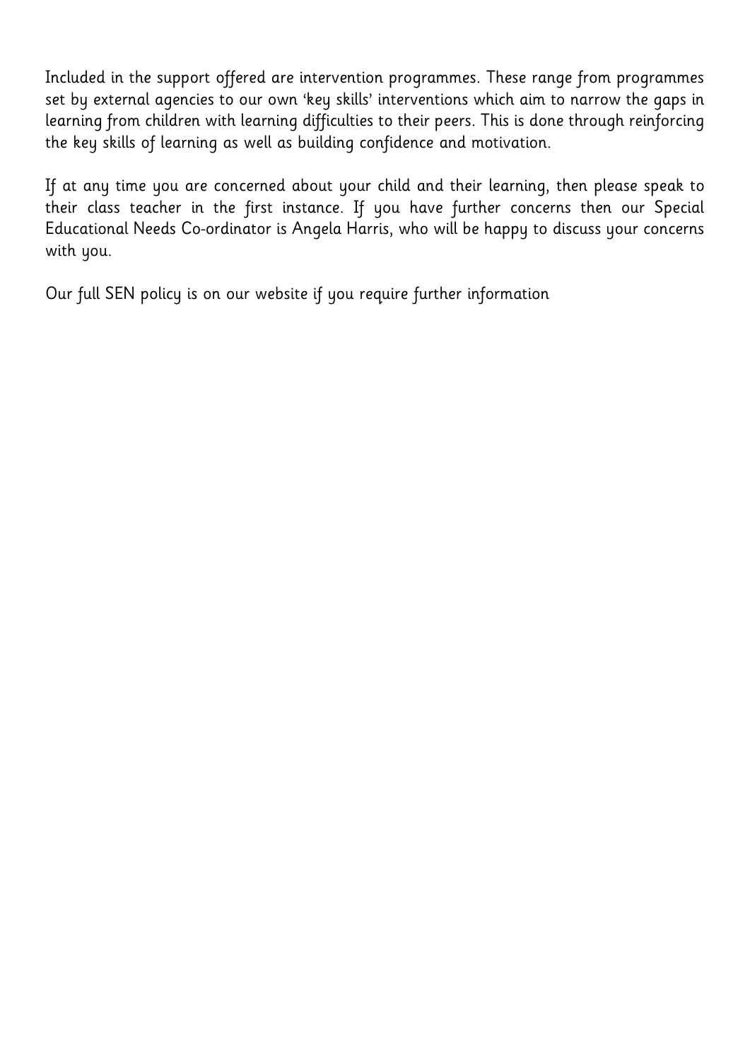Included in the support offered are intervention programmes. These range from programmes set by external agencies to our own 'key skills' interventions which aim to narrow the gaps in learning from children with learning difficulties to their peers. This is done through reinforcing the key skills of learning as well as building confidence and motivation.

If at any time you are concerned about your child and their learning, then please speak to their class teacher in the first instance. If you have further concerns then our Special Educational Needs Co-ordinator is Angela Harris, who will be happy to discuss your concerns with you.

Our full SEN policy is on our website if you require further information